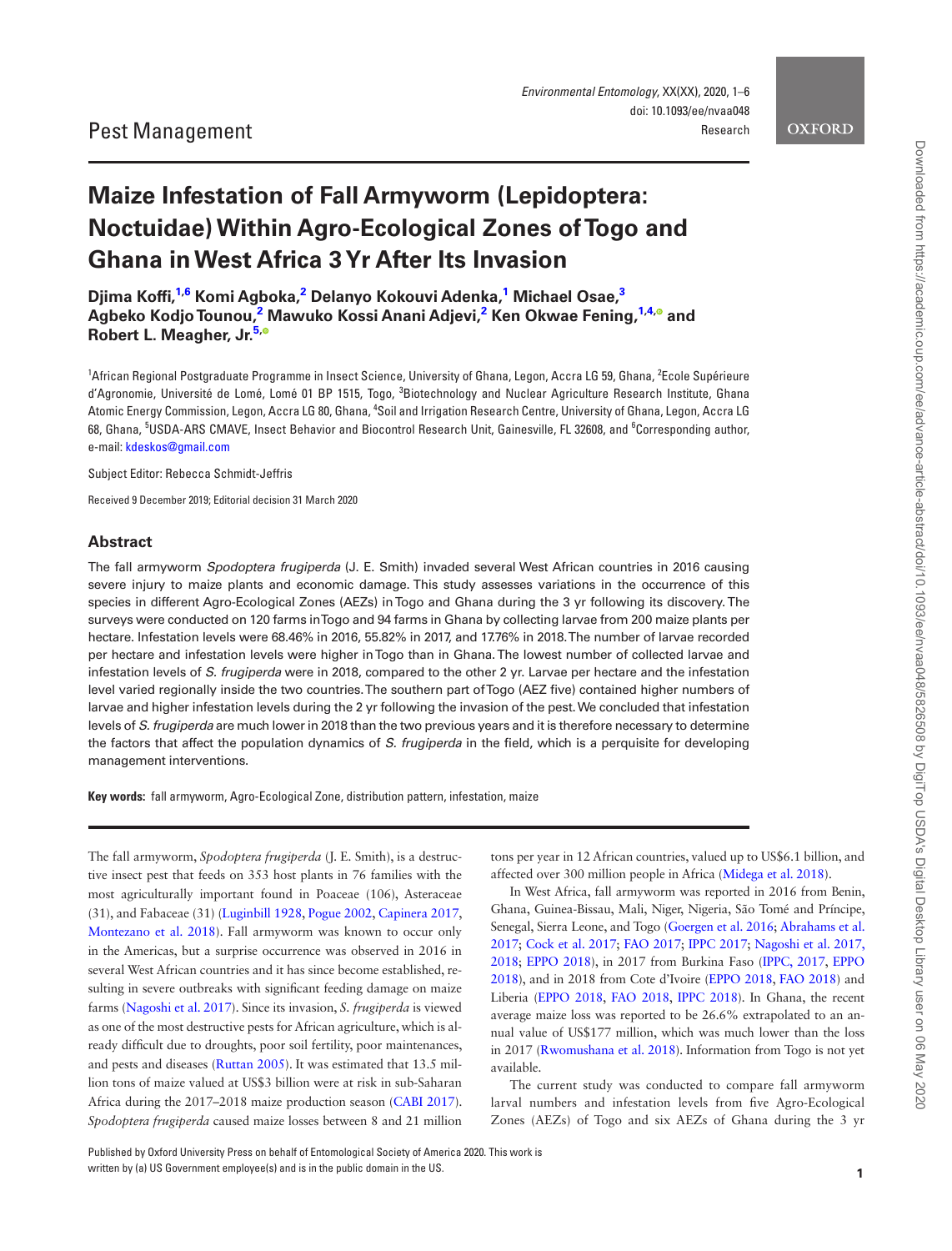Pest Management

# Maize Infestation of Fall Armyworm (Lepidoptera: Noctuidae) Within Agro-Ecological Zones of Togo and Ghana in West Africa 3 Yr After Its Invasion

**Djima Koffi,[1,6] Komi Agboka,[2] Delanyo Kokouvi Adenka,[1] Michael Osae,[3] Agbeko Kodjo Tounou,[2] Mawuko Kossi Anani Adjevi,[2] Ken Okwae Fening,[1,4] and Robert L. Meagher, Jr.[5]**

[1]African Regional Postgraduate Programme in Insect Science, University of Ghana, Legon, Accra LG 59, Ghana, [2]Ecole Supérieure d'Agronomie, Université de Lomé, Lomé 01 BP 1515, Togo, [3]Biotechnology and Nuclear Agriculture Research Institute, Ghana Atomic Energy Commission, Legon, Accra LG 80, Ghana, [4]Soil and Irrigation Research Centre, University of Ghana, Legon, Accra LG 68, Ghana, [5]USDA-ARS CMAVE, Insect Behavior and Biocontrol Research Unit, Gainesville, FL 32608, and [6]Corresponding author, e-mail: kdeskos@gmail.com

Subject Editor: Rebecca Schmidt-Jeffris

Received 9 December 2019; Editorial decision 31 March 2020

## Abstract

The fall armyworm *Spodoptera frugiperda* (J. E. Smith) invaded several West African countries in 2016 causing severe injury to maize plants and economic damage. This study assesses variations in the occurrence of this species in different Agro-Ecological Zones (AEZs) in Togo and Ghana during the 3 yr following its discovery. The surveys were conducted on 120 farms in Togo and 94 farms in Ghana by collecting larvae from 200 maize plants per hectare. Infestation levels were 68.46% in 2016, 55.82% in 2017, and 17.76% in 2018. The number of larvae recorded per hectare and infestation levels were higher in Togo than in Ghana. The lowest number of collected larvae and infestation levels of *S. frugiperda* were in 2018, compared to the other 2 yr. Larvae per hectare and the infestation level varied regionally inside the two countries. The southern part of Togo (AEZ five) contained higher numbers of larvae and higher infestation levels during the 2 yr following the invasion of the pest. We concluded that infestation levels of *S. frugiperda* are much lower in 2018 than the two previous years and it is therefore necessary to determine the factors that affect the population dynamics of *S. frugiperda* in the field, which is a perquisite for developing management interventions.

**Key words:** fall armyworm, Agro-Ecological Zone, distribution pattern, infestation, maize

The fall armyworm, *Spodoptera frugiperda* (J. E. Smith), is a destructive insect pest that feeds on 353 host plants in 76 families with the most agriculturally important found in Poaceae (106), Asteraceae (31), and Fabaceae (31) (Luginbill 1928, Pogue 2002, Capinera 2017, Montezano et al. 2018). Fall armyworm was known to occur only in the Americas, but a surprise occurrence was observed in 2016 in several West African countries and it has since become established, resulting in severe outbreaks with significant feeding damage on maize farms (Nagoshi et al. 2017). Since its invasion, *S. frugiperda* is viewed as one of the most destructive pests for African agriculture, which is already difficult due to droughts, poor soil fertility, poor maintenances, and pests and diseases (Ruttan 2005). It was estimated that 13.5 million tons of maize valued at US$3 billion were at risk in sub-Saharan Africa during the 2017–2018 maize production season (CABI 2017). *Spodoptera frugiperda* caused maize losses between 8 and 21 million tons per year in 12 African countries, valued up to US$6.1 billion, and affected over 300 million people in Africa (Midega et al. 2018).

In West Africa, fall armyworm was reported in 2016 from Benin, Ghana, Guinea-Bissau, Mali, Niger, Nigeria, São Tomé and Príncipe, Senegal, Sierra Leone, and Togo (Goergen et al. 2016; Abrahams et al. 2017; Cock et al. 2017; FAO 2017; IPPC 2017; Nagoshi et al. 2017, 2018; EPPO 2018), in 2017 from Burkina Faso (IPPC, 2017, EPPO 2018), and in 2018 from Cote d'Ivoire (EPPO 2018, FAO 2018) and Liberia (EPPO 2018, FAO 2018, IPPC 2018). In Ghana, the recent average maize loss was reported to be 26.6% extrapolated to an annual value of US$177 million, which was much lower than the loss in 2017 (Rwomushana et al. 2018). Information from Togo is not yet available.

The current study was conducted to compare fall armyworm larval numbers and infestation levels from five Agro-Ecological Zones (AEZs) of Togo and six AEZs of Ghana during the 3 yr

Published by Oxford University Press on behalf of Entomological Society of America 2020. This work is written by (a) US Government employee(s) and is in the public domain in the US.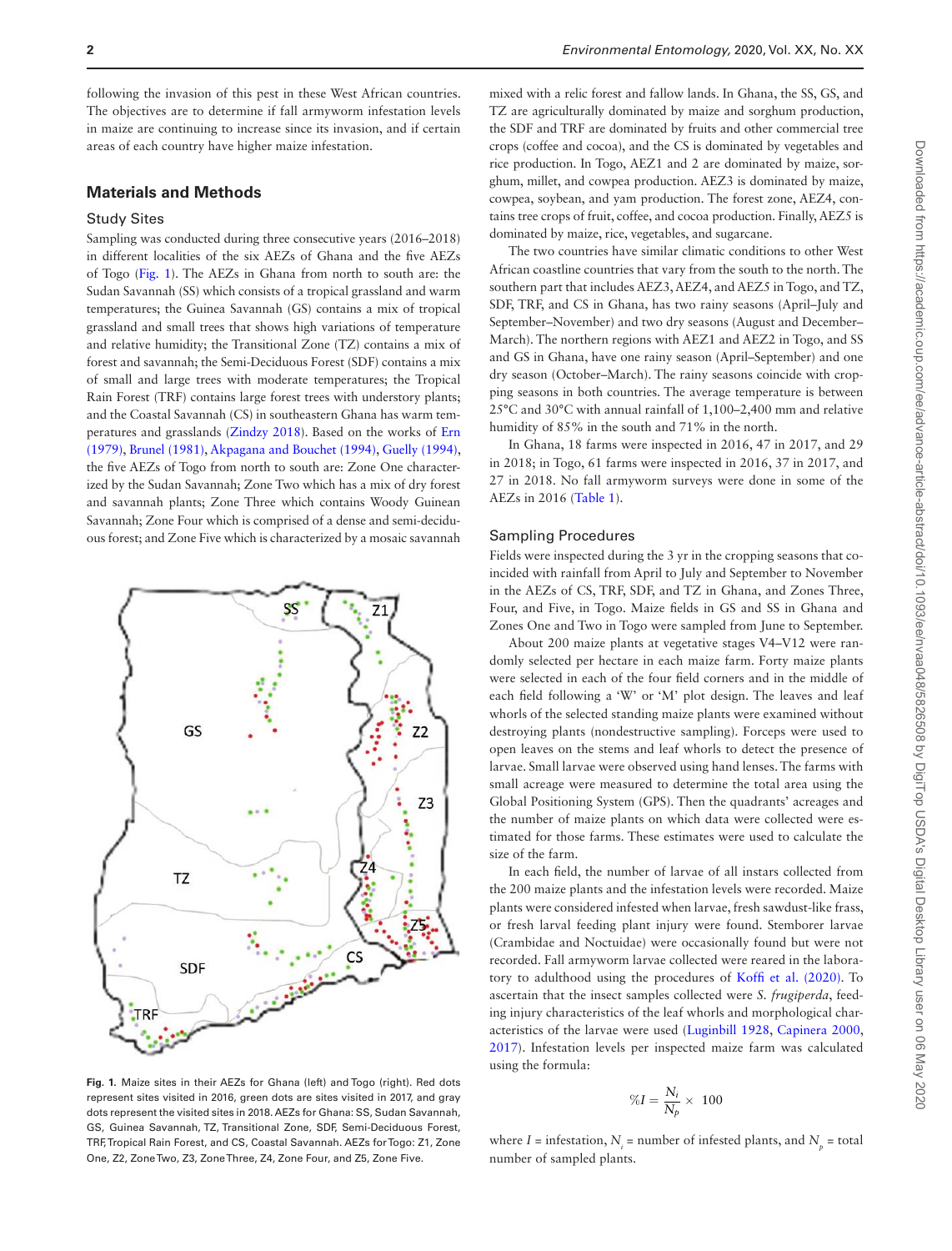following the invasion of this pest in these West African countries. The objectives are to determine if fall armyworm infestation levels in maize are continuing to increase since its invasion, and if certain areas of each country have higher maize infestation.

## Materials and Methods

### Study Sites

Sampling was conducted during three consecutive years (2016–2018) in different localities of the six AEZs of Ghana and the five AEZs of Togo (Fig. 1). The AEZs in Ghana from north to south are: the Sudan Savannah (SS) which consists of a tropical grassland and warm temperatures; the Guinea Savannah (GS) contains a mix of tropical grassland and small trees that shows high variations of temperature and relative humidity; the Transitional Zone (TZ) contains a mix of forest and savannah; the Semi-Deciduous Forest (SDF) contains a mix of small and large trees with moderate temperatures; the Tropical Rain Forest (TRF) contains large forest trees with understory plants; and the Coastal Savannah (CS) in southeastern Ghana has warm temperatures and grasslands (Zindzy 2018). Based on the works of Ern (1979), Brunel (1981), Akpagana and Bouchet (1994), Guelly (1994), the five AEZs of Togo from north to south are: Zone One characterized by the Sudan Savannah; Zone Two which has a mix of dry forest and savannah plants; Zone Three which contains Woody Guinean Savannah; Zone Four which is comprised of a dense and semi-deciduous forest; and Zone Five which is characterized by a mosaic savannah mixed with a relic forest and fallow lands. In Ghana, the SS, GS, and TZ are agriculturally dominated by maize and sorghum production, the SDF and TRF are dominated by fruits and other commercial tree crops (coffee and cocoa), and the CS is dominated by vegetables and rice production. In Togo, AEZ1 and 2 are dominated by maize, sorghum, millet, and cowpea production. AEZ3 is dominated by maize, cowpea, soybean, and yam production. The forest zone, AEZ4, contains tree crops of fruit, coffee, and cocoa production. Finally, AEZ5 is dominated by maize, rice, vegetables, and sugarcane.

Fig. 1. Maize sites in their AEZs for Ghana (left) and Togo (right). Red dots represent sites visited in 2016, green dots are sites visited in 2017, and gray dots represent the visited sites in 2018. AEZs for Ghana: SS, Sudan Savannah, GS, Guinea Savannah, TZ, Transitional Zone, SDF, Semi-Deciduous Forest, TRF, Tropical Rain Forest, and CS, Coastal Savannah. AEZs for Togo: Z1, Zone One, Z2, Zone Two, Z3, Zone Three, Z4, Zone Four, and Z5, Zone Five.

The two countries have similar climatic conditions to other West African coastline countries that vary from the south to the north. The southern part that includes AEZ3, AEZ4, and AEZ5 in Togo, and TZ, SDF, TRF, and CS in Ghana, has two rainy seasons (April–July and September–November) and two dry seasons (August and December–March). The northern regions with AEZ1 and AEZ2 in Togo, and SS and GS in Ghana, have one rainy season (April–September) and one dry season (October–March). The rainy seasons coincide with cropping seasons in both countries. The average temperature is between 25°C and 30°C with annual rainfall of 1,100–2,400 mm and relative humidity of 85% in the south and 71% in the north.

In Ghana, 18 farms were inspected in 2016, 47 in 2017, and 29 in 2018; in Togo, 61 farms were inspected in 2016, 37 in 2017, and 27 in 2018. No fall armyworm surveys were done in some of the AEZs in 2016 (Table 1).

### Sampling Procedures

Fields were inspected during the 3 yr in the cropping seasons that coincided with rainfall from April to July and September to November in the AEZs of CS, TRF, SDF, and TZ in Ghana, and Zones Three, Four, and Five, in Togo. Maize fields in GS and SS in Ghana and Zones One and Two in Togo were sampled from June to September.

About 200 maize plants at vegetative stages V4–V12 were randomly selected per hectare in each maize farm. Forty maize plants were selected in each of the four field corners and in the middle of each field following a 'W' or 'M' plot design. The leaves and leaf whorls of the selected standing maize plants were examined without destroying plants (nondestructive sampling). Forceps were used to open leaves on the stems and leaf whorls to detect the presence of larvae. Small larvae were observed using hand lenses. The farms with small acreage were measured to determine the total area using the Global Positioning System (GPS). Then the quadrants' acreages and the number of maize plants on which data were collected were estimated for those farms. These estimates were used to calculate the size of the farm.

In each field, the number of larvae of all instars collected from the 200 maize plants and the infestation levels were recorded. Maize plants were considered infested when larvae, fresh sawdust-like frass, or fresh larval feeding plant injury were found. Stemborer larvae (Crambidae and Noctuidae) were occasionally found but were not recorded. Fall armyworm larvae collected were reared in the laboratory to adulthood using the procedures of Koffi et al. (2020). To ascertain that the insect samples collected were *S. frugiperda*, feeding injury characteristics of the leaf whorls and morphological characteristics of the larvae were used (Luginbill 1928, Capinera 2000, 2017). Infestation levels per inspected maize farm was calculated using the formula:

$$\%I = \frac{N_i}{N_p} \times 100$$

where $I$ = infestation, $N_i$ = number of infested plants, and $N_p$ = total number of sampled plants.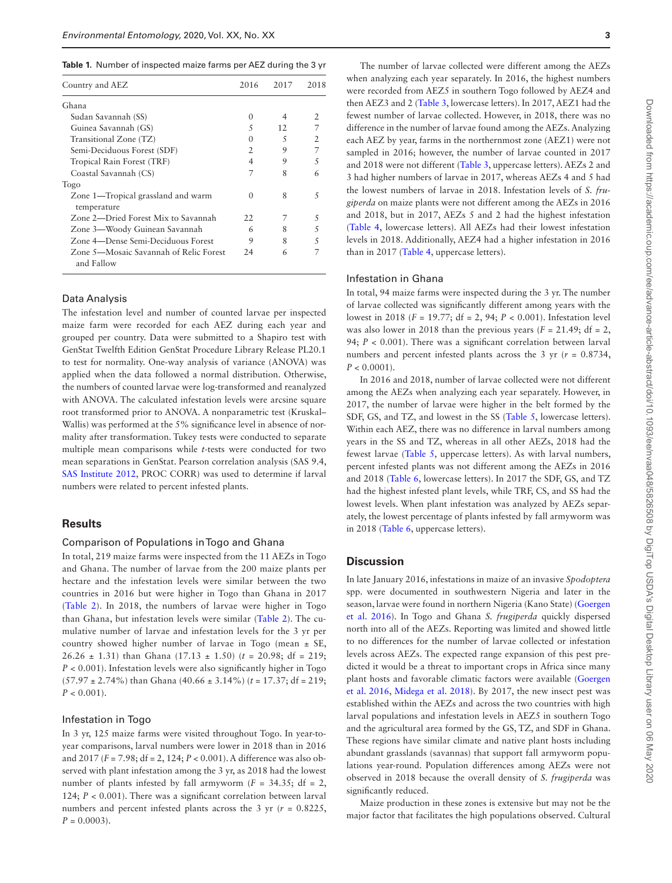**Table 1.** Number of inspected maize farms per AEZ during the 3 yr

| Country and AEZ | 2016 | 2017 | 2018 |
|---|---|---|---|
| Ghana | | | |
| Sudan Savannah (SS) | 0 | 4 | 2 |
| Guinea Savannah (GS) | 5 | 12 | 7 |
| Transitional Zone (TZ) | 0 | 5 | 2 |
| Semi-Deciduous Forest (SDF) | 2 | 9 | 7 |
| Tropical Rain Forest (TRF) | 4 | 9 | 5 |
| Coastal Savannah (CS) | 7 | 8 | 6 |
| Togo | | | |
| Zone 1—Tropical grassland and warm temperature | 0 | 8 | 5 |
| Zone 2—Dried Forest Mix to Savannah | 22 | 7 | 5 |
| Zone 3—Woody Guinean Savannah | 6 | 8 | 5 |
| Zone 4—Dense Semi-Deciduous Forest | 9 | 8 | 5 |
| Zone 5—Mosaic Savannah of Relic Forest and Fallow | 24 | 6 | 7 |

### Data Analysis

The infestation level and number of counted larvae per inspected maize farm were recorded for each AEZ during each year and grouped per country. Data were submitted to a Shapiro test with GenStat Twelfth Edition GenStat Procedure Library Release PL20.1 to test for normality. One-way analysis of variance (ANOVA) was applied when the data followed a normal distribution. Otherwise, the numbers of counted larvae were log-transformed and reanalyzed with ANOVA. The calculated infestation levels were arcsine square root transformed prior to ANOVA. A nonparametric test (Kruskal–Wallis) was performed at the 5% significance level in absence of normality after transformation. Tukey tests were conducted to separate multiple mean comparisons while *t*-tests were conducted for two mean separations in GenStat. Pearson correlation analysis (SAS 9.4, SAS Institute 2012, PROC CORR) was used to determine if larval numbers were related to percent infested plants.

## Results

### Comparison of Populations in Togo and Ghana

In total, 219 maize farms were inspected from the 11 AEZs in Togo and Ghana. The number of larvae from the 200 maize plants per hectare and the infestation levels were similar between the two countries in 2016 but were higher in Togo than Ghana in 2017 (Table 2). In 2018, the numbers of larvae were higher in Togo than Ghana, but infestation levels were similar (Table 2). The cumulative number of larvae and infestation levels for the 3 yr per country showed higher number of larvae in Togo (mean ± SE, 26.26 ± 1.31) than Ghana (17.13 ± 1.50) ($t$ = 20.98; df = 219; $P < 0.001$). Infestation levels were also significantly higher in Togo (57.97 ± 2.74%) than Ghana (40.66 ± 3.14%) ($t$ = 17.37; df = 219; $P < 0.001$).

### Infestation in Togo

In 3 yr, 125 maize farms were visited throughout Togo. In year-to-year comparisons, larval numbers were lower in 2018 than in 2016 and 2017 ($F$ = 7.98; df = 2, 124; $P < 0.001$). A difference was also observed with plant infestation among the 3 yr, as 2018 had the lowest number of plants infested by fall armyworm ($F$ = 34.35; df = 2, 124; $P < 0.001$). There was a significant correlation between larval numbers and percent infested plants across the 3 yr ($r$ = 0.8225, $P$ = 0.0003).

The number of larvae collected were different among the AEZs when analyzing each year separately. In 2016, the highest numbers were recorded from AEZ5 in southern Togo followed by AEZ4 and then AEZ3 and 2 (Table 3, lowercase letters). In 2017, AEZ1 had the fewest number of larvae collected. However, in 2018, there was no difference in the number of larvae found among the AEZs. Analyzing each AEZ by year, farms in the northernmost zone (AEZ1) were not sampled in 2016; however, the number of larvae counted in 2017 and 2018 were not different (Table 3, uppercase letters). AEZs 2 and 3 had higher numbers of larvae in 2017, whereas AEZs 4 and 5 had the lowest numbers of larvae in 2018. Infestation levels of *S. frugiperda* on maize plants were not different among the AEZs in 2016 and 2018, but in 2017, AEZs 5 and 2 had the highest infestation (Table 4, lowercase letters). All AEZs had their lowest infestation levels in 2018. Additionally, AEZ4 had a higher infestation in 2016 than in 2017 (Table 4, uppercase letters).

### Infestation in Ghana

In total, 94 maize farms were inspected during the 3 yr. The number of larvae collected was significantly different among years with the lowest in 2018 ($F$ = 19.77; df = 2, 94; $P < 0.001$). Infestation level was also lower in 2018 than the previous years ($F$ = 21.49; df = 2, 94; $P < 0.001$). There was a significant correlation between larval numbers and percent infested plants across the 3 yr ($r$ = 0.8734, $P < 0.0001$).

In 2016 and 2018, number of larvae collected were not different among the AEZs when analyzing each year separately. However, in 2017, the number of larvae were higher in the belt formed by the SDF, GS, and TZ, and lowest in the SS (Table 5, lowercase letters). Within each AEZ, there was no difference in larval numbers among years in the SS and TZ, whereas in all other AEZs, 2018 had the fewest larvae (Table 5, uppercase letters). As with larval numbers, percent infested plants was not different among the AEZs in 2016 and 2018 (Table 6, lowercase letters). In 2017 the SDF, GS, and TZ had the highest infested plant levels, while TRF, CS, and SS had the lowest levels. When plant infestation was analyzed by AEZs separately, the lowest percentage of plants infested by fall armyworm was in 2018 (Table 6, uppercase letters).

## Discussion

In late January 2016, infestations in maize of an invasive *Spodoptera* spp. were documented in southwestern Nigeria and later in the season, larvae were found in northern Nigeria (Kano State) (Goergen et al. 2016). In Togo and Ghana *S. frugiperda* quickly dispersed north into all of the AEZs. Reporting was limited and showed little to no differences for the number of larvae collected or infestation levels across AEZs. The expected range expansion of this pest predicted it would be a threat to important crops in Africa since many plant hosts and favorable climatic factors were available (Goergen et al. 2016, Midega et al. 2018). By 2017, the new insect pest was established within the AEZs and across the two countries with high larval populations and infestation levels in AEZ5 in southern Togo and the agricultural area formed by the GS, TZ, and SDF in Ghana. These regions have similar climate and native plant hosts including abundant grasslands (savannas) that support fall armyworm populations year-round. Population differences among AEZs were not observed in 2018 because the overall density of *S. frugiperda* was significantly reduced.

Maize production in these zones is extensive but may not be the major factor that facilitates the high populations observed. Cultural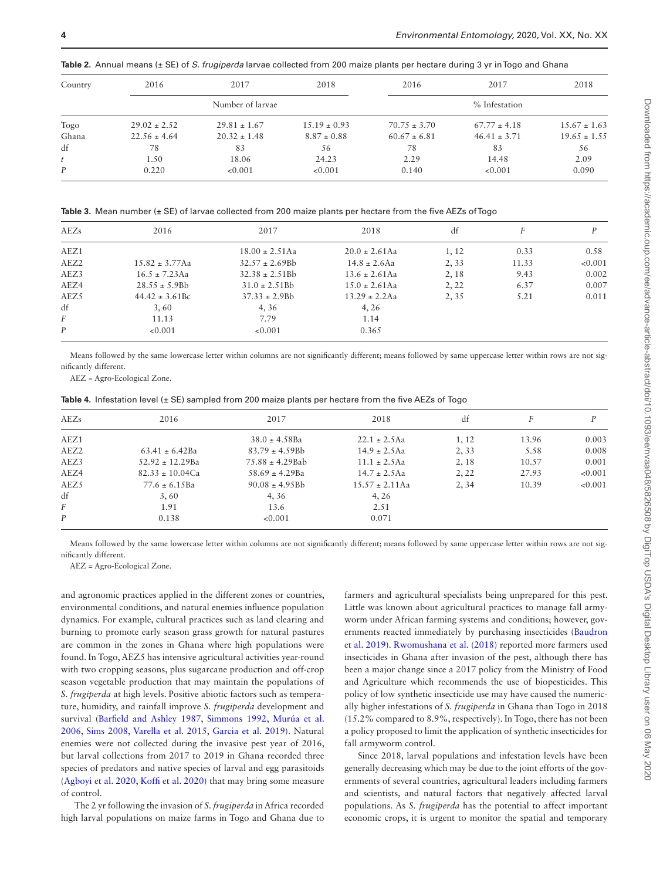**Table 2.** Annual means (± SE) of *S. frugiperda* larvae collected from 200 maize plants per hectare during 3 yr in Togo and Ghana

| Country | 2016 | 2017 | 2018 | 2016 | 2017 | 2018 |
|---|---|---|---|---|---|---|
| | Number of larvae | | | % Infestation | | |
| Togo | 29.02 ± 2.52 | 29.81 ± 1.67 | 15.19 ± 0.93 | 70.75 ± 3.70 | 67.77 ± 4.18 | 15.67 ± 1.63 |
| Ghana | 22.56 ± 4.64 | 20.32 ± 1.48 | 8.87 ± 0.88 | 60.67 ± 6.81 | 46.41 ± 3.71 | 19.65 ± 1.55 |
| df | 78 | 83 | 56 | 78 | 83 | 56 |
| *t* | 1.50 | 18.06 | 24.23 | 2.29 | 14.48 | 2.09 |
| *P* | 0.220 | <0.001 | <0.001 | 0.140 | <0.001 | 0.090 |

**Table 3.** Mean number (± SE) of larvae collected from 200 maize plants per hectare from the five AEZs of Togo

| AEZs | 2016 | 2017 | 2018 | df | *F* | *P* |
|---|---|---|---|---|---|---|
| AEZ1 | | 18.00 ± 2.51Aa | 20.0 ± 2.61Aa | 1, 12 | 0.33 | 0.58 |
| AEZ2 | 15.82 ± 3.77Aa | 32.57 ± 2.69Bb | 14.8 ± 2.6Aa | 2, 33 | 11.33 | <0.001 |
| AEZ3 | 16.5 ± 7.23Aa | 32.38 ± 2.51Bb | 13.6 ± 2.61Aa | 2, 18 | 9.43 | 0.002 |
| AEZ4 | 28.55 ± 5.9Bb | 31.0 ± 2.51Bb | 15.0 ± 2.61Aa | 2, 22 | 6.37 | 0.007 |
| AEZ5 | 44.42 ± 3.61Bc | 37.33 ± 2.9Bb | 13.29 ± 2.2Aa | 2, 35 | 5.21 | 0.011 |
| df | 3, 60 | 4, 36 | 4, 26 | | | |
| *F* | 11.13 | 7.79 | 1.14 | | | |
| *P* | <0.001 | <0.001 | 0.365 | | | |

Means followed by the same lowercase letter within columns are not significantly different; means followed by same uppercase letter within rows are not significantly different.

AEZ = Agro-Ecological Zone.

**Table 4.** Infestation level (± SE) sampled from 200 maize plants per hectare from the five AEZs of Togo

| AEZs | 2016 | 2017 | 2018 | df | *F* | *P* |
|---|---|---|---|---|---|---|
| AEZ1 | | 38.0 ± 4.58Ba | 22.1 ± 2.5Aa | 1, 12 | 13.96 | 0.003 |
| AEZ2 | 63.41 ± 6.42Ba | 83.79 ± 4.59Bb | 14.9 ± 2.5Aa | 2, 33 | 5.58 | 0.008 |
| AEZ3 | 52.92 ± 12.29Ba | 75.88 ± 4.29Bab | 11.1 ± 2.5Aa | 2, 18 | 10.57 | 0.001 |
| AEZ4 | 82.33 ± 10.04Ca | 58.69 ± 4.29Ba | 14.7 ± 2.5Aa | 2, 22 | 27.93 | <0.001 |
| AEZ5 | 77.6 ± 6.15Ba | 90.08 ± 4.95Bb | 15.57 ± 2.11Aa | 2, 34 | 10.39 | <0.001 |
| df | 3, 60 | 4, 36 | 4, 26 | | | |
| *F* | 1.91 | 13.6 | 2.51 | | | |
| *P* | 0.138 | <0.001 | 0.071 | | | |

Means followed by the same lowercase letter within columns are not significantly different; means followed by same uppercase letter within rows are not significantly different.

AEZ = Agro-Ecological Zone.

and agronomic practices applied in the different zones or countries, environmental conditions, and natural enemies influence population dynamics. For example, cultural practices such as land clearing and burning to promote early season grass growth for natural pastures are common in the zones in Ghana where high populations were found. In Togo, AEZ5 has intensive agricultural activities year-round with two cropping seasons, plus sugarcane production and off-crop season vegetable production that may maintain the populations of *S. frugiperda* at high levels. Positive abiotic factors such as temperature, humidity, and rainfall improve *S. frugiperda* development and survival (Barfield and Ashley 1987, Simmons 1992, Murúa et al. 2006, Sims 2008, Varella et al. 2015, Garcia et al. 2019). Natural enemies were not collected during the invasive pest year of 2016, but larval collections from 2017 to 2019 in Ghana recorded three species of predators and native species of larval and egg parasitoids (Agboyi et al. 2020, Koffi et al. 2020) that may bring some measure of control.

The 2 yr following the invasion of *S. frugiperda* in Africa recorded high larval populations on maize farms in Togo and Ghana due to farmers and agricultural specialists being unprepared for this pest. Little was known about agricultural practices to manage fall armyworm under African farming systems and conditions; however, governments reacted immediately by purchasing insecticides (Baudron et al. 2019). Rwomushana et al. (2018) reported more farmers used insecticides in Ghana after invasion of the pest, although there has been a major change since a 2017 policy from the Ministry of Food and Agriculture which recommends the use of biopesticides. This policy of low synthetic insecticide use may have caused the numerically higher infestations of *S. frugiperda* in Ghana than Togo in 2018 (15.2% compared to 8.9%, respectively). In Togo, there has not been a policy proposed to limit the application of synthetic insecticides for fall armyworm control.

Since 2018, larval populations and infestation levels have been generally decreasing which may be due to the joint efforts of the governments of several countries, agricultural leaders including farmers and scientists, and natural factors that negatively affected larval populations. As *S. frugiperda* has the potential to affect important economic crops, it is urgent to monitor the spatial and temporary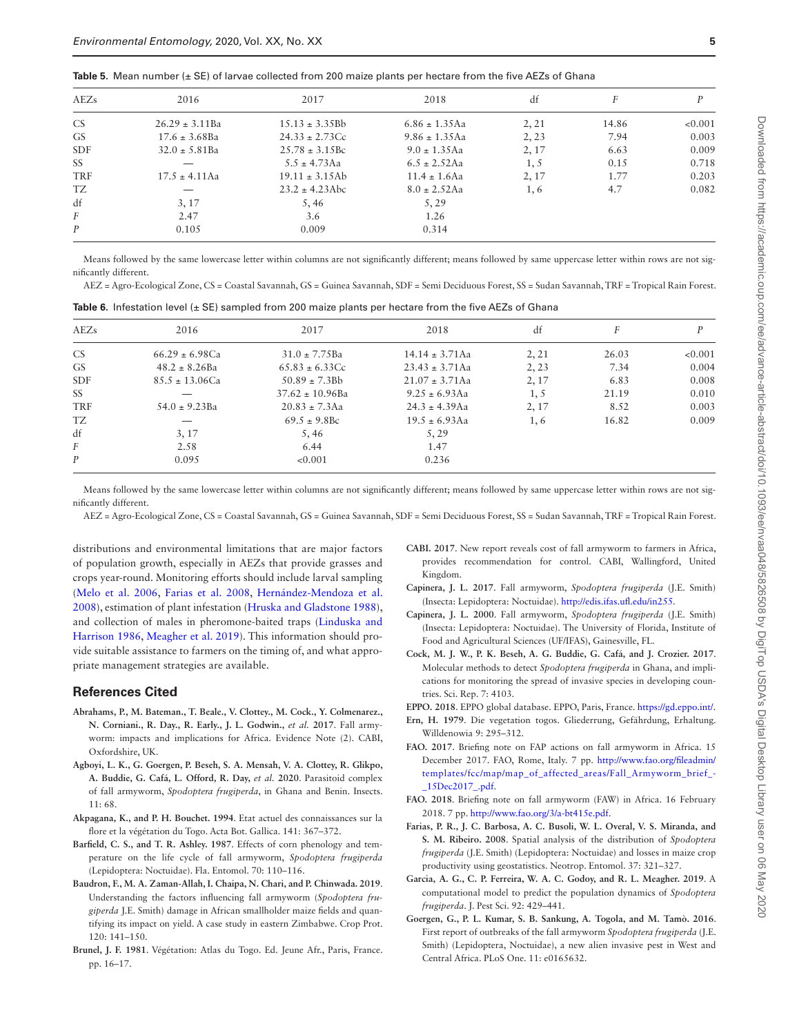**Table 5.** Mean number (± SE) of larvae collected from 200 maize plants per hectare from the five AEZs of Ghana

| AEZs | 2016 | 2017 | 2018 | df | *F* | *P* |
|---|---|---|---|---|---|---|
| CS | 26.29 ± 3.11Ba | 15.13 ± 3.35Bb | 6.86 ± 1.35Aa | 2, 21 | 14.86 | <0.001 |
| GS | 17.6 ± 3.68Ba | 24.33 ± 2.73Cc | 9.86 ± 1.35Aa | 2, 23 | 7.94 | 0.003 |
| SDF | 32.0 ± 5.81Ba | 25.78 ± 3.15Bc | 9.0 ± 1.35Aa | 2, 17 | 6.63 | 0.009 |
| SS | — | 5.5 ± 4.73Aa | 6.5 ± 2.52Aa | 1, 5 | 0.15 | 0.718 |
| TRF | 17.5 ± 4.11Aa | 19.11 ± 3.15Ab | 11.4 ± 1.6Aa | 2, 17 | 1.77 | 0.203 |
| TZ | — | 23.2 ± 4.23Abc | 8.0 ± 2.52Aa | 1, 6 | 4.7 | 0.082 |
| df | 3, 17 | 5, 46 | 5, 29 | | | |
| *F* | 2.47 | 3.6 | 1.26 | | | |
| *P* | 0.105 | 0.009 | 0.314 | | | |

Means followed by the same lowercase letter within columns are not significantly different; means followed by same uppercase letter within rows are not significantly different.

AEZ = Agro-Ecological Zone, CS = Coastal Savannah, GS = Guinea Savannah, SDF = Semi Deciduous Forest, SS = Sudan Savannah, TRF = Tropical Rain Forest.

**Table 6.** Infestation level (± SE) sampled from 200 maize plants per hectare from the five AEZs of Ghana

| AEZs | 2016 | 2017 | 2018 | df | *F* | *P* |
|---|---|---|---|---|---|---|
| CS | 66.29 ± 6.98Ca | 31.0 ± 7.75Ba | 14.14 ± 3.71Aa | 2, 21 | 26.03 | <0.001 |
| GS | 48.2 ± 8.26Ba | 65.83 ± 6.33Cc | 23.43 ± 3.71Aa | 2, 23 | 7.34 | 0.004 |
| SDF | 85.5 ± 13.06Ca | 50.89 ± 7.3Bb | 21.07 ± 3.71Aa | 2, 17 | 6.83 | 0.008 |
| SS | — | 37.62 ± 10.96Ba | 9.25 ± 6.93Aa | 1, 5 | 21.19 | 0.010 |
| TRF | 54.0 ± 9.23Ba | 20.83 ± 7.3Aa | 24.3 ± 4.39Aa | 2, 17 | 8.52 | 0.003 |
| TZ | — | 69.5 ± 9.8Bc | 19.5 ± 6.93Aa | 1, 6 | 16.82 | 0.009 |
| df | 3, 17 | 5, 46 | 5, 29 | | | |
| *F* | 2.58 | 6.44 | 1.47 | | | |
| *P* | 0.095 | <0.001 | 0.236 | | | |

Means followed by the same lowercase letter within columns are not significantly different; means followed by same uppercase letter within rows are not significantly different.

AEZ = Agro-Ecological Zone, CS = Coastal Savannah, GS = Guinea Savannah, SDF = Semi Deciduous Forest, SS = Sudan Savannah, TRF = Tropical Rain Forest.

distributions and environmental limitations that are major factors of population growth, especially in AEZs that provide grasses and crops year-round. Monitoring efforts should include larval sampling (Melo et al. 2006, Farias et al. 2008, Hernández-Mendoza et al. 2008), estimation of plant infestation (Hruska and Gladstone 1988), and collection of males in pheromone-baited traps (Linduska and Harrison 1986, Meagher et al. 2019). This information should provide suitable assistance to farmers on the timing of, and what appropriate management strategies are available.

## References Cited

**Abrahams, P., M. Bateman., T. Beale., V. Clottey., M. Cock., Y. Colmenarez., N. Corniani., R. Day., R. Early., J. L. Godwin., *et al.* 2017**. Fall armyworm: impacts and implications for Africa. Evidence Note (2). CABI, Oxfordshire, UK.

**Agboyi, L. K., G. Goergen, P. Beseh, S. A. Mensah, V. A. Clottey, R. Glikpo, A. Buddie, G. Cafá, L. Offord, R. Day, *et al.* 2020**. Parasitoid complex of fall armyworm, *Spodoptera frugiperda*, in Ghana and Benin. Insects. 11: 68.

**Akpagana, K., and P. H. Bouchet. 1994**. Etat actuel des connaissances sur la flore et la végétation du Togo. Acta Bot. Gallica. 141: 367–372.

**Barfield, C. S., and T. R. Ashley. 1987**. Effects of corn phenology and temperature on the life cycle of fall armyworm, *Spodoptera frugiperda* (Lepidoptera: Noctuidae). Fla. Entomol. 70: 110–116.

**Baudron, F., M. A. Zaman-Allah, I. Chaipa, N. Chari, and P. Chinwada. 2019**. Understanding the factors influencing fall armyworm (*Spodoptera frugiperda* J.E. Smith) damage in African smallholder maize fields and quantifying its impact on yield. A case study in eastern Zimbabwe. Crop Prot. 120: 141–150.

**Brunel, J. F. 1981**. Végétation: Atlas du Togo. Ed. Jeune Afr., Paris, France. pp. 16–17.

**CABI. 2017**. New report reveals cost of fall armyworm to farmers in Africa, provides recommendation for control. CABI, Wallingford, United Kingdom.

**Capinera, J. L. 2017**. Fall armyworm, *Spodoptera frugiperda* (J.E. Smith) (Insecta: Lepidoptera: Noctuidae). http://edis.ifas.ufl.edu/in255.

**Capinera, J. L. 2000**. Fall armyworm, *Spodoptera frugiperda* (J.E. Smith) (Insecta: Lepidoptera: Noctuidae). The University of Florida, Institute of Food and Agricultural Sciences (UF/IFAS), Gainesville, FL.

**Cock, M. J. W., P. K. Beseh, A. G. Buddie, G. Cafá, and J. Crozier. 2017**. Molecular methods to detect *Spodoptera frugiperda* in Ghana, and implications for monitoring the spread of invasive species in developing countries. Sci. Rep. 7: 4103.

**EPPO. 2018**. EPPO global database. EPPO, Paris, France. https://gd.eppo.int/.

**Ern, H. 1979**. Die vegetation togos. Gliederrung, Gefährdung, Erhaltung. Willdenowia 9: 295–312.

**FAO. 2017**. Briefing note on FAP actions on fall armyworm in Africa. 15 December 2017. FAO, Rome, Italy. 7 pp. http://www.fao.org/fileadmin/templates/fcc/map/map_of_affected_areas/Fall_Armyworm_brief_-_15Dec2017_.pdf.

**FAO. 2018**. Briefing note on fall armyworm (FAW) in Africa. 16 February 2018. 7 pp. http://www.fao.org/3/a-bt415e.pdf.

**Farias, P. R., J. C. Barbosa, A. C. Busoli, W. L. Overal, V. S. Miranda, and S. M. Ribeiro. 2008**. Spatial analysis of the distribution of *Spodoptera frugiperda* (J.E. Smith) (Lepidoptera: Noctuidae) and losses in maize crop productivity using geostatistics. Neotrop. Entomol. 37: 321–327.

**Garcia, A. G., C. P. Ferreira, W. A. C. Godoy, and R. L. Meagher. 2019**. A computational model to predict the population dynamics of *Spodoptera frugiperda*. J. Pest Sci. 92: 429–441.

**Goergen, G., P. L. Kumar, S. B. Sankung, A. Togola, and M. Tamò. 2016**. First report of outbreaks of the fall armyworm *Spodoptera frugiperda* (J.E. Smith) (Lepidoptera, Noctuidae), a new alien invasive pest in West and Central Africa. PLoS One. 11: e0165632.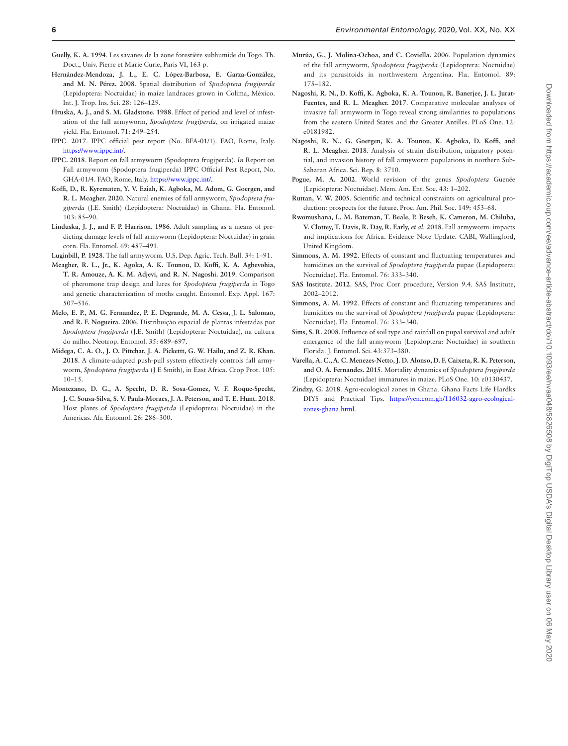**Guelly, K. A. 1994**. Les savanes de la zone forestière subhumide du Togo. Th. Doct., Univ. Pierre et Marie Curie, Paris VI, 163 p.

**Hernández-Mendoza, J. L., E. C. López-Barbosa, E. Garza-González, and M. N. Pérez. 2008**. Spatial distribution of *Spodoptera frugiperda* (Lepidoptera: Noctuidae) in maize landraces grown in Colima, México. Int. J. Trop. Ins. Sci. 28: 126–129.

**Hruska, A. J., and S. M. Gladstone. 1988**. Effect of period and level of infestation of the fall armyworm, *Spodoptera frugiperda*, on irrigated maize yield. Fla. Entomol. 71: 249–254.

**IPPC. 2017**. IPPC official pest report (No. BFA-01/1). FAO, Rome, Italy. https://www.ippc.int/.

**IPPC. 2018**. Report on fall armyworm (Spodoptera frugiperda). *In* Report on Fall armyworm (Spodoptera frugiperda) IPPC Official Pest Report, No. GHA-01/4. FAO, Rome, Italy. https://www.ippc.int/.

**Koffi, D., R. Kyrematen, Y. V. Eziah, K. Agboka, M. Adom, G. Goergen, and R. L. Meagher. 2020**. Natural enemies of fall armyworm, *Spodoptera frugiperda* (J.E. Smith) (Lepidoptera: Noctuidae) in Ghana. Fla. Entomol. 103: 85–90.

**Linduska, J. J., and F. P. Harrison. 1986**. Adult sampling as a means of predicting damage levels of fall armyworm (Lepidoptera: Noctuidae) in grain corn. Fla. Entomol. 69: 487–491.

**Luginbill, P. 1928**. The fall armyworm. U.S. Dep. Agric. Tech. Bull. 34: 1–91.

**Meagher, R. L., Jr., K. Agoka, A. K. Tounou, D. Koffi, K. A. Agbevohia, T. R. Amouze, A. K. M. Adjevi, and R. N. Nagoshi. 2019**. Comparison of pheromone trap design and lures for *Spodoptera frugiperda* in Togo and genetic characterization of moths caught. Entomol. Exp. Appl. 167: 507–516.

**Melo, E. P., M. G. Fernandez, P. E. Degrande, M. A. Cessa, J. L. Salomao, and R. F. Nogueira. 2006**. Distribuiçào espacial de plantas infestadas por *Spodoptera frugiperda* (J.E. Smith) (Lepidoptera: Noctuidae), na cultura do milho. Neotrop. Entomol. 35: 689–697.

**Midega, C. A. O., J. O. Pittchar, J. A. Pickettt, G. W. Hailu, and Z. R. Khan. 2018**. A climate-adapted push-pull system effectively controls fall armyworm, *Spodoptera frugiperda* (J E Smith), in East Africa. Crop Prot. 105: 10–15.

**Montezano, D. G., A. Specht, D. R. Sosa-Gomez, V. F. Roque-Specht, J. C. Sousa-Silva, S. V. Paula-Moraes, J. A. Peterson, and T. E. Hunt. 2018**. Host plants of *Spodoptera frugiperda* (Lepidoptera: Noctuidae) in the Americas. Afr. Entomol. 26: 286–300.

**Murúa, G., J. Molina-Ochoa, and C. Coviella. 2006**. Population dynamics of the fall armyworm, *Spodoptera frugiperda* (Lepidoptera: Noctuidae) and its parasitoids in northwestern Argentina. Fla. Entomol. 89: 175–182.

**Nagoshi, R. N., D. Koffi, K. Agboka, K. A. Tounou, R. Banerjee, J. L. Jurat-Fuentes, and R. L. Meagher. 2017**. Comparative molecular analyses of invasive fall armyworm in Togo reveal strong similarities to populations from the eastern United States and the Greater Antilles. PLoS One. 12: e0181982.

**Nagoshi, R. N., G. Goergen, K. A. Tounou, K. Agboka, D. Koffi, and R. L. Meagher. 2018**. Analysis of strain distribution, migratory potential, and invasion history of fall armyworm populations in northern Sub-Saharan Africa. Sci. Rep. 8: 3710.

**Pogue, M. A. 2002**. World revision of the genus *Spodoptera* Guenée (Lepidoptera: Noctuidae). Mem. Am. Ent. Soc. 43: 1–202.

**Ruttan, V. W. 2005**. Scientific and technical constraints on agricultural production: prospects for the future. Proc. Am. Phil. Soc. 149: 453–68.

**Rwomushana, I., M. Bateman, T. Beale, P. Beseh, K. Cameron, M. Chiluba, V. Clottey, T. Davis, R. Day, R. Early, *et al.* 2018**. Fall armyworm: impacts and implications for Africa. Evidence Note Update. CABI, Wallingford, United Kingdom.

**Simmons, A. M. 1992**. Effects of constant and fluctuating temperatures and humidities on the survival of *Spodoptera frugiperda* pupae (Lepidoptera: Noctuidae). Fla. Entomol. 76: 333–340.

**SAS Institute. 2012**. SAS, Proc Corr procedure, Version 9.4. SAS Institute, 2002–2012.

**Simmons, A. M. 1992**. Effects of constant and fluctuating temperatures and humidities on the survival of *Spodoptera frugiperda* pupae (Lepidoptera: Noctuidae). Fla. Entomol. 76: 333–340.

**Sims, S. R. 2008**. Influence of soil type and rainfall on pupal survival and adult emergence of the fall armyworm (Lepidoptera: Noctuidae) in southern Florida. J. Entomol. Sci. 43:373–380.

**Varella, A. C., A. C. Menezes-Netto, J. D. Alonso, D. F. Caixeta, R. K. Peterson, and O. A. Fernandes. 2015**. Mortality dynamics of *Spodoptera frugiperda* (Lepidoptera: Noctuidae) immatures in maize. PLoS One. 10: e0130437.

**Zindzy, G. 2018**. Agro-ecological zones in Ghana. Ghana Facts Life Hardks DIYS and Practical Tips. https://yen.com.gh/116032-agro-ecological-zones-ghana.html.